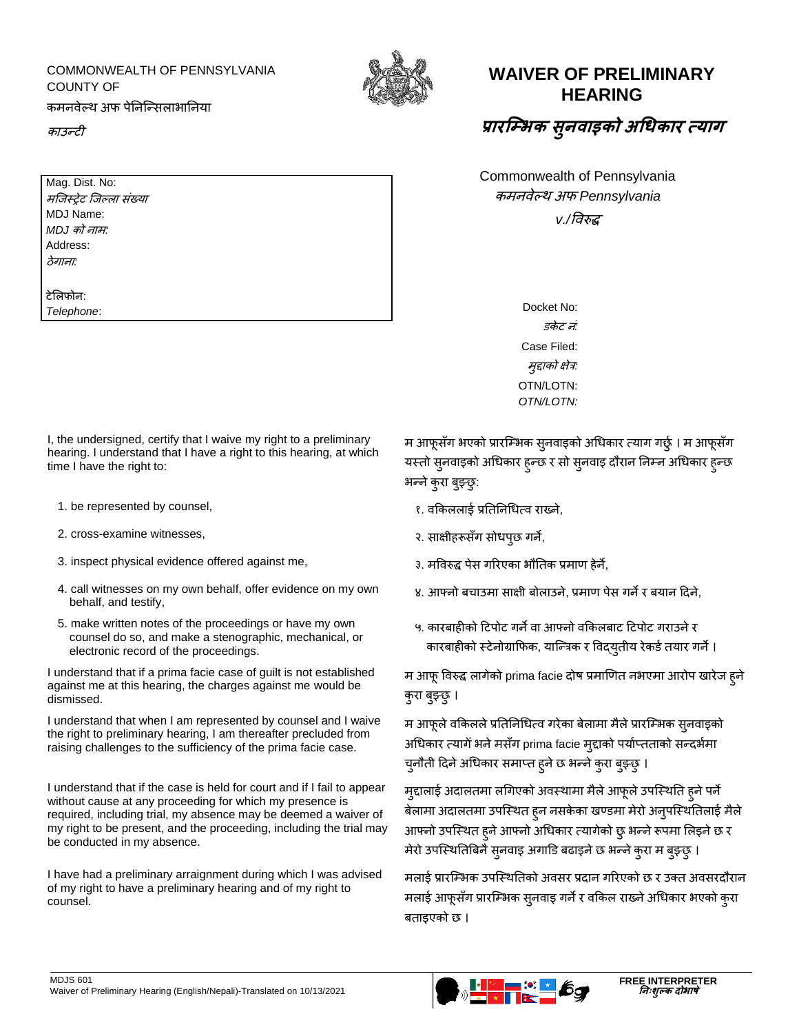COMMONWEALTH OF PENNSYLVANIA
COUNTY OF
कमनवेल्थ अफ पेनिन्सिलाभानिया
*काउन्टी*

# WAIVER OF PRELIMINARY HEARING

# *प्रारम्भिक सुनवाइको अधिकार त्याग*

Mag. Dist. No:
*मजिस्ट्रेट जिल्ला संख्या*
MDJ Name:
*MDJ को नाम:*
Address:
*ठेगाना:*

टेलिफोन:
*Telephone*:

Commonwealth of Pennsylvania
*कमनवेल्थ अफ Pennsylvania*
*v./विरुद्ध*

Docket No:
*डकेट नं:*
Case Filed:
*मुद्दाको क्षेत्र:*
OTN/LOTN:
*OTN/LOTN:*

I, the undersigned, certify that I waive my right to a preliminary hearing. I understand that I have a right to this hearing, at which time I have the right to:

1. be represented by counsel,
2. cross-examine witnesses,
3. inspect physical evidence offered against me,
4. call witnesses on my own behalf, offer evidence on my own behalf, and testify,
5. make written notes of the proceedings or have my own counsel do so, and make a stenographic, mechanical, or electronic record of the proceedings.

I understand that if a prima facie case of guilt is not established against me at this hearing, the charges against me would be dismissed.

I understand that when I am represented by counsel and I waive the right to preliminary hearing, I am thereafter precluded from raising challenges to the sufficiency of the prima facie case.

I understand that if the case is held for court and if I fail to appear without cause at any proceeding for which my presence is required, including trial, my absence may be deemed a waiver of my right to be present, and the proceeding, including the trial may be conducted in my absence.

I have had a preliminary arraignment during which I was advised of my right to have a preliminary hearing and of my right to counsel.

म आफूसँग भएको प्रारम्भिक सुनवाइको अधिकार त्याग गर्छु । म आफूसँग यस्तो सुनवाइको अधिकार हुन्छ र सो सुनवाइ दौरान निम्न अधिकार हुन्छ भन्ने कुरा बुझ्छु:

१. वकिललाई प्रतिनिधित्व राख्ने,
२. साक्षीहरूसँग सोधपुछ गर्ने,
३. मविरुद्ध पेस गरिएका भौतिक प्रमाण हेर्ने,
४. आफ्नो बचाउमा साक्षी बोलाउने, प्रमाण पेस गर्ने र बयान दिने,
५. कारबाहीको टिपोट गर्ने वा आफ्नो वकिलबाट टिपोट गराउने र कारबाहीको स्टेनोग्राफिक, यान्त्रिक र विद्युतीय रेकर्ड तयार गर्ने ।

म आफू विरुद्ध लागेको prima facie दोष प्रमाणित नभएमा आरोप खारेज हुने कुरा बुझ्छु ।

म आफूले वकिलले प्रतिनिधित्व गरेका बेलामा मैले प्रारम्भिक सुनवाइको अधिकार त्यागें भने मसँग prima facie मुद्दाको पर्याप्तताको सन्दर्भमा चुनौती दिने अधिकार समाप्त हुने छ भन्ने कुरा बुझ्छु ।

मुद्दालाई अदालतमा लगिएको अवस्थामा मैले आफूले उपस्थिति हुने पर्ने बेलामा अदालतमा उपस्थित हुन नसकेका खण्डमा मेरो अनुपस्थितिलाई मैले आफ्नो उपस्थित हुने आफ्नो अधिकार त्यागेको छु भन्ने रूपमा लिइने छ र मेरो उपस्थितिबिनै सुनवाइ अगाडि बढाइने छ भन्ने कुरा म बुझ्छु ।

मलाई प्रारम्भिक उपस्थितिको अवसर प्रदान गरिएको छ र उक्त अवसरदौरान मलाई आफूसँग प्रारम्भिक सुनवाइ गर्ने र वकिल राख्ने अधिकार भएको कुरा बताइएको छ ।

MDJS 601
Waiver of Preliminary Hearing (English/Nepali)-Translated on 10/13/2021

FREE INTERPRETER
*निःशुल्क दोभाषे*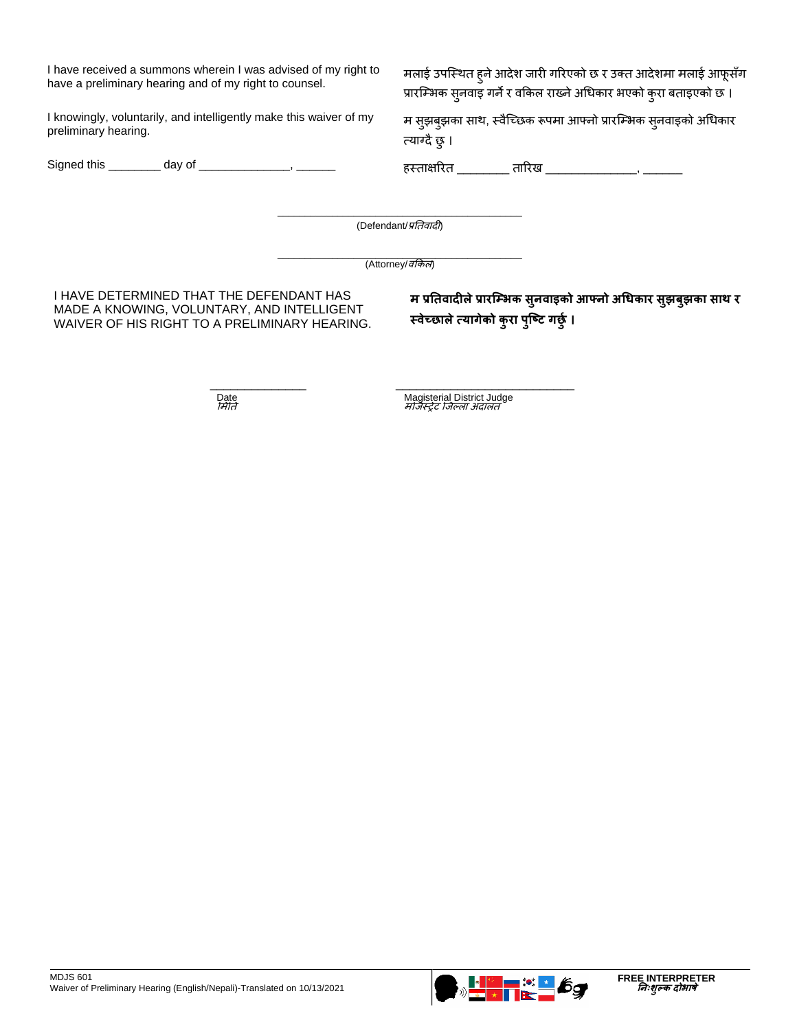I have received a summons wherein I was advised of my right to have a preliminary hearing and of my right to counsel.

मलाई उपस्थित हुने आदेश जारी गरिएको छ र उक्त आदेशमा मलाई आफूसँग प्रारम्भिक सुनवाइ गर्ने र वकिल राख्ने अधिकार भएको कुरा बताइएको छ ।

I knowingly, voluntarily, and intelligently make this waiver of my preliminary hearing.

म सुझबुझका साथ, स्वैच्छिक रूपमा आफ्नो प्रारम्भिक सुनवाइको अधिकार त्याग्दै छु ।

Signed this ________ day of ______________, ______

हस्ताक्षरित ________ तारिख ______________, ______

_______________________________________
(Defendant/*प्रतिवादी*)

_______________________________________
(Attorney/*वकिल*)

I HAVE DETERMINED THAT THE DEFENDANT HAS MADE A KNOWING, VOLUNTARY, AND INTELLIGENT WAIVER OF HIS RIGHT TO A PRELIMINARY HEARING.

**म प्रतिवादीले प्रारम्भिक सुनवाइको आफ्नो अधिकार सुझबुझका साथ र स्वेच्छाले त्यागेको कुरा पुष्टि गर्छु ।**

________________
Date
*मिति*

______________________________
Magisterial District Judge
*मजिस्ट्रेट जिल्ला अदालत*

MDJS 601
Waiver of Preliminary Hearing (English/Nepali)-Translated on 10/13/2021

**FREE INTERPRETER**
***निःशुल्क दोभाषे***